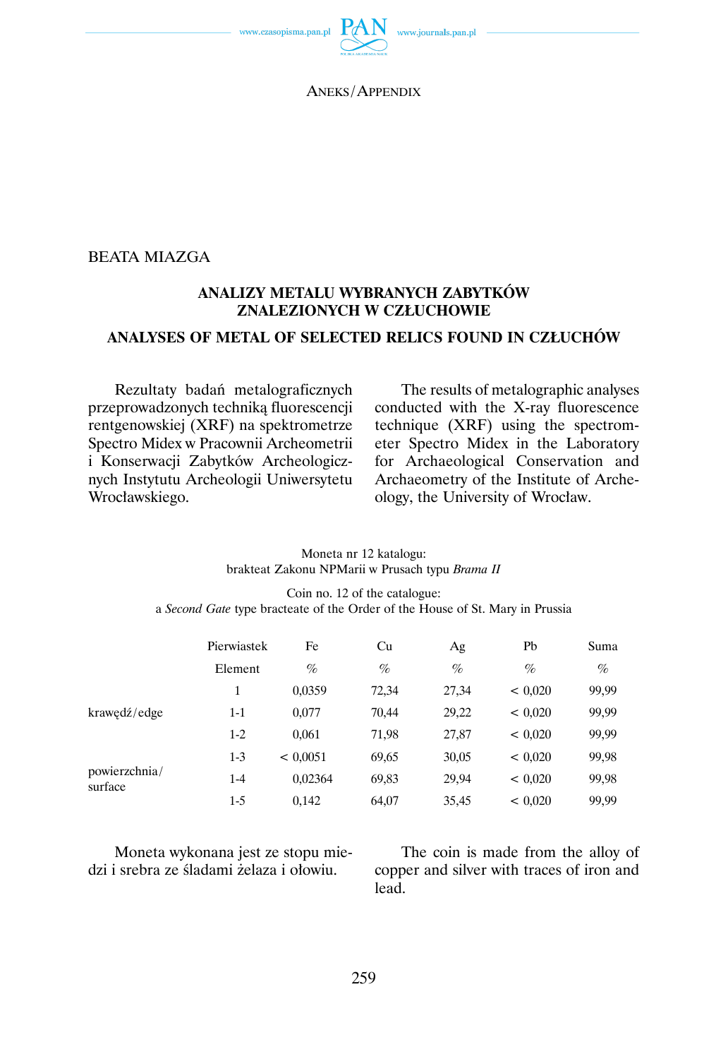ANEKS/APPENDIX

BEATA MIAZGA

## ANALIZY METALU WYBRANYCH ZABYTKÓW ZNALEZIONYCH W CZŁUCHOWIE

## ANALYSES OF METAL OF SELECTED RELICS FOUND IN CZŁUCHÓW

Rezultaty badań metalograficznych przeprowadzonych techniką fluorescencji rentgenowskiej (XRF) na spektrometrze Spectro Midex w Pracowni Archeometrii i Konserwacji Zabytków Archeologicznych Instytutu Archeologii Uniwersytetu Wrocławskiego.

The results of metalographic analyses conducted with the X-ray fluorescence technique (XRF) using the spectrometer Spectro Midex in the Laboratory for Archaeological Conservation and Archaeometry of the Institute of Archeology, the University of Wrocław.

Moneta nr 12 katalogu:
brakteat Zakonu NPMarii w Prusach typu *Brama II*

Coin no. 12 of the catalogue:
a *Second Gate* type bracteate of the Order of the House of St. Mary in Prussia

| | Pierwiastek | Fe | Cu | Ag | Pb | Suma |
|---|---|---|---|---|---|---|
| | Element | % | % | % | % | % |
| | 1 | 0,0359 | 72,34 | 27,34 | < 0,020 | 99,99 |
| krawędź/edge | 1-1 | 0,077 | 70,44 | 29,22 | < 0,020 | 99,99 |
| | 1-2 | 0,061 | 71,98 | 27,87 | < 0,020 | 99,99 |
| | 1-3 | < 0,0051 | 69,65 | 30,05 | < 0,020 | 99,98 |
| powierzchnia/surface | 1-4 | 0,02364 | 69,83 | 29,94 | < 0,020 | 99,98 |
| | 1-5 | 0,142 | 64,07 | 35,45 | < 0,020 | 99,99 |

Moneta wykonana jest ze stopu miedzi i srebra ze śladami żelaza i ołowiu.

The coin is made from the alloy of copper and silver with traces of iron and lead.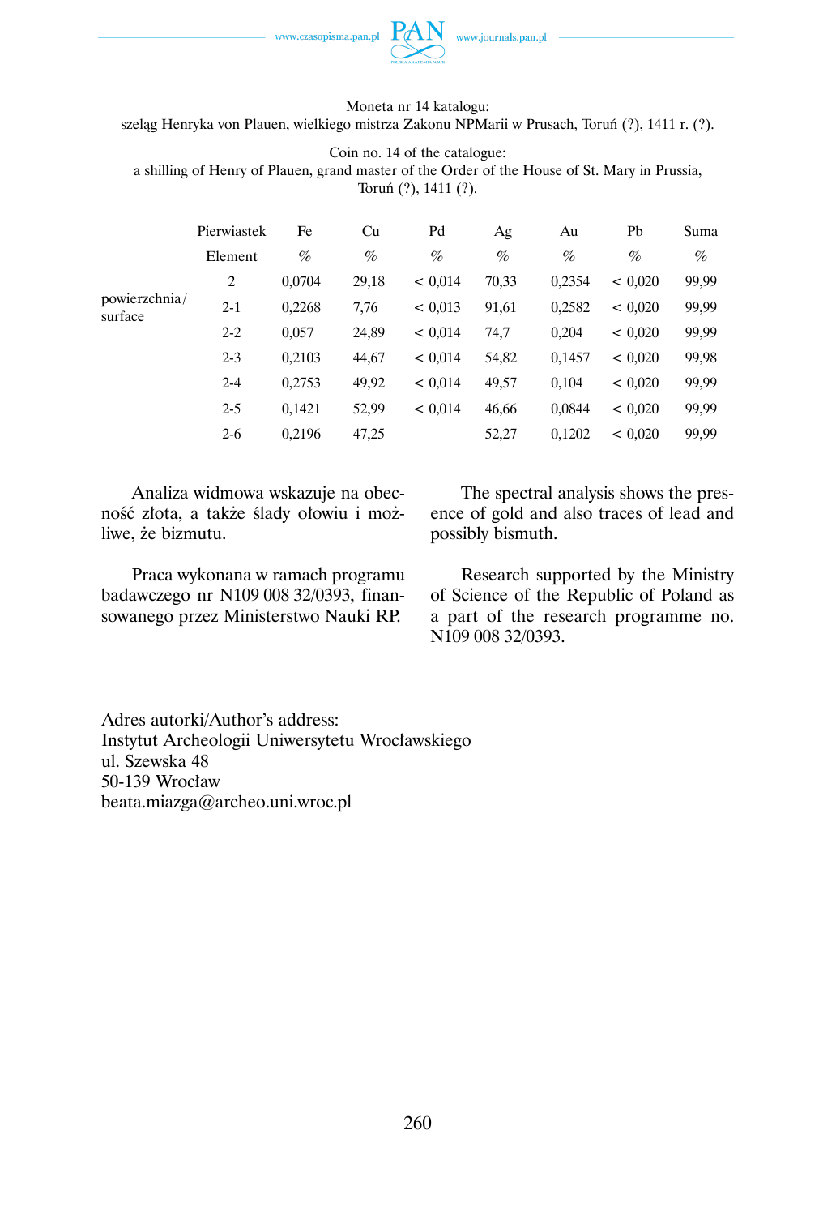Moneta nr 14 katalogu:
szeląg Henryka von Plauen, wielkiego mistrza Zakonu NPMarii w Prusach, Toruń (?), 1411 r. (?).

Coin no. 14 of the catalogue:
a shilling of Henry of Plauen, grand master of the Order of the House of St. Mary in Prussia, Toruń (?), 1411 (?).

| | Pierwiastek | Fe | Cu | Pd | Ag | Au | Pb | Suma |
|---|---|---|---|---|---|---|---|---|
| | Element | % | % | % | % | % | % | % |
| powierzchnia/ surface | 2 | 0,0704 | 29,18 | < 0,014 | 70,33 | 0,2354 | < 0,020 | 99,99 |
| | 2-1 | 0,2268 | 7,76 | < 0,013 | 91,61 | 0,2582 | < 0,020 | 99,99 |
| | 2-2 | 0,057 | 24,89 | < 0,014 | 74,7 | 0,204 | < 0,020 | 99,99 |
| | 2-3 | 0,2103 | 44,67 | < 0,014 | 54,82 | 0,1457 | < 0,020 | 99,98 |
| | 2-4 | 0,2753 | 49,92 | < 0,014 | 49,57 | 0,104 | < 0,020 | 99,99 |
| | 2-5 | 0,1421 | 52,99 | < 0,014 | 46,66 | 0,0844 | < 0,020 | 99,99 |
| | 2-6 | 0,2196 | 47,25 | | 52,27 | 0,1202 | < 0,020 | 99,99 |

Analiza widmowa wskazuje na obecność złota, a także ślady ołowiu i możliwe, że bizmutu.

Praca wykonana w ramach programu badawczego nr N109 008 32/0393, finansowanego przez Ministerstwo Nauki RP.

The spectral analysis shows the presence of gold and also traces of lead and possibly bismuth.

Research supported by the Ministry of Science of the Republic of Poland as a part of the research programme no. N109 008 32/0393.

Adres autorki/Author's address:
Instytut Archeologii Uniwersytetu Wrocławskiego
ul. Szewska 48
50-139 Wrocław
beata.miazga@archeo.uni.wroc.pl